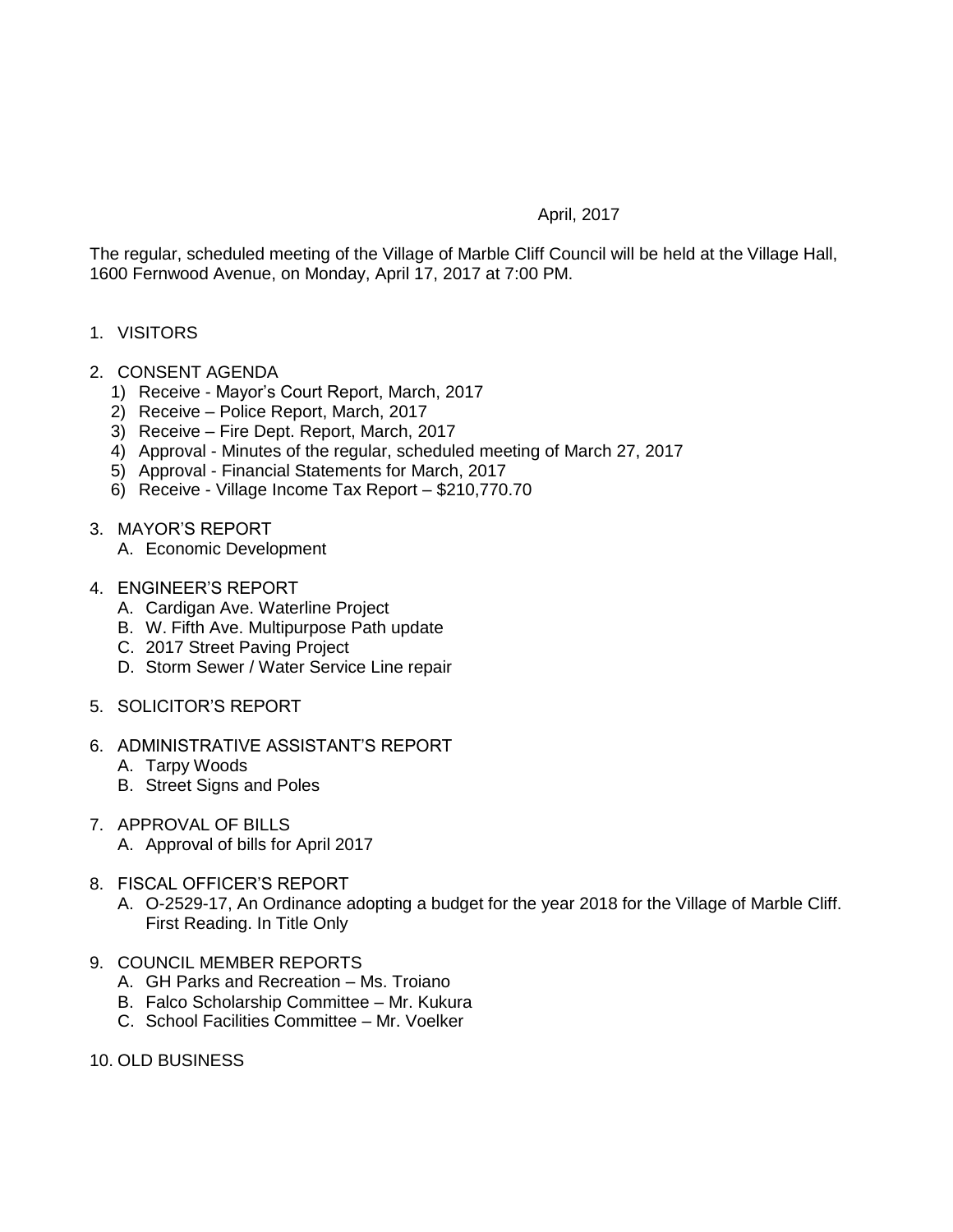April, 2017

The regular, scheduled meeting of the Village of Marble Cliff Council will be held at the Village Hall, 1600 Fernwood Avenue, on Monday, April 17, 2017 at 7:00 PM.

1. VISITORS

2. CONSENT AGENDA
   1) Receive - Mayor's Court Report, March, 2017
   2) Receive – Police Report, March, 2017
   3) Receive – Fire Dept. Report, March, 2017
   4) Approval - Minutes of the regular, scheduled meeting of March 27, 2017
   5) Approval - Financial Statements for March, 2017
   6) Receive - Village Income Tax Report – $210,770.70

3. MAYOR'S REPORT
   A. Economic Development

4. ENGINEER'S REPORT
   A. Cardigan Ave. Waterline Project
   B. W. Fifth Ave. Multipurpose Path update
   C. 2017 Street Paving Project
   D. Storm Sewer / Water Service Line repair

5. SOLICITOR'S REPORT

6. ADMINISTRATIVE ASSISTANT'S REPORT
   A. Tarpy Woods
   B. Street Signs and Poles

7. APPROVAL OF BILLS
   A. Approval of bills for April 2017

8. FISCAL OFFICER'S REPORT
   A. O-2529-17, An Ordinance adopting a budget for the year 2018 for the Village of Marble Cliff. First Reading. In Title Only

9. COUNCIL MEMBER REPORTS
   A. GH Parks and Recreation – Ms. Troiano
   B. Falco Scholarship Committee – Mr. Kukura
   C. School Facilities Committee – Mr. Voelker

10. OLD BUSINESS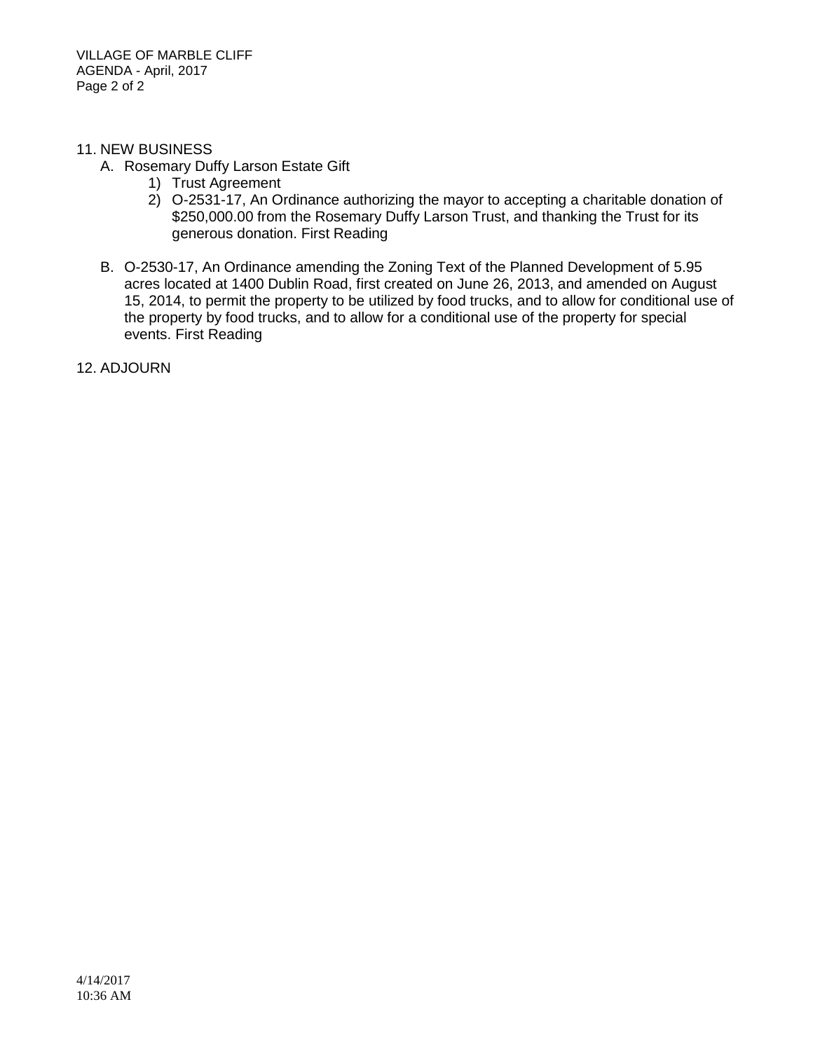11. NEW BUSINESS
    A. Rosemary Duffy Larson Estate Gift
        1) Trust Agreement
        2) O-2531-17, An Ordinance authorizing the mayor to accepting a charitable donation of $250,000.00 from the Rosemary Duffy Larson Trust, and thanking the Trust for its generous donation. First Reading

    B. O-2530-17, An Ordinance amending the Zoning Text of the Planned Development of 5.95 acres located at 1400 Dublin Road, first created on June 26, 2013, and amended on August 15, 2014, to permit the property to be utilized by food trucks, and to allow for conditional use of the property by food trucks, and to allow for a conditional use of the property for special events. First Reading

12. ADJOURN

4/14/2017
10:36 AM